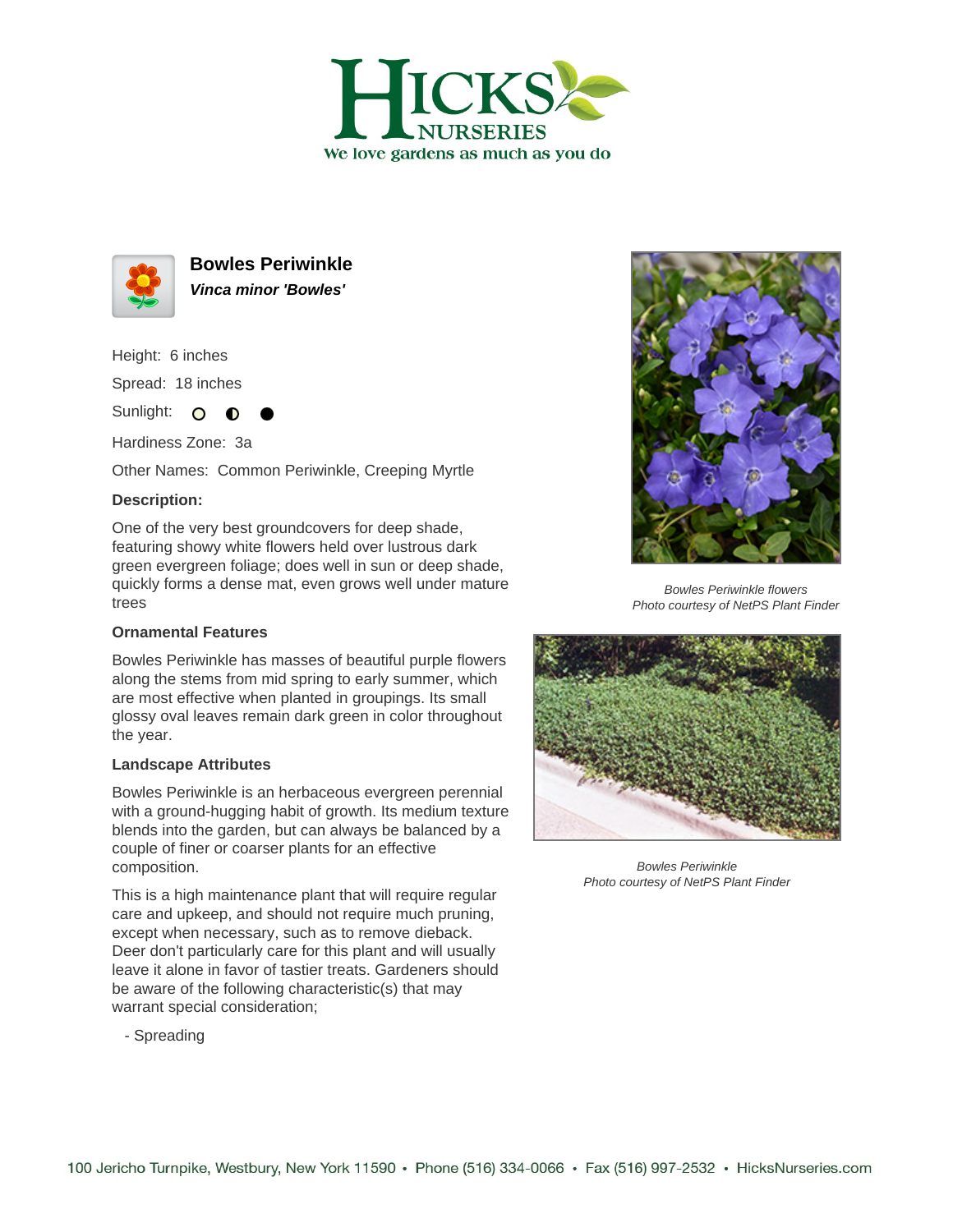# Bowles Periwinkle

***Vinca minor 'Bowles'***

Height: 6 inches

Spread: 18 inches

Sunlight: ○ ◐ ●

Hardiness Zone: 3a

Other Names: Common Periwinkle, Creeping Myrtle

**Description:**

One of the very best groundcovers for deep shade, featuring showy white flowers held over lustrous dark green evergreen foliage; does well in sun or deep shade, quickly forms a dense mat, even grows well under mature trees

*Bowles Periwinkle flowers*
*Photo courtesy of NetPS Plant Finder*

### Ornamental Features

Bowles Periwinkle has masses of beautiful purple flowers along the stems from mid spring to early summer, which are most effective when planted in groupings. Its small glossy oval leaves remain dark green in color throughout the year.

### Landscape Attributes

Bowles Periwinkle is an herbaceous evergreen perennial with a ground-hugging habit of growth. Its medium texture blends into the garden, but can always be balanced by a couple of finer or coarser plants for an effective composition.

This is a high maintenance plant that will require regular care and upkeep, and should not require much pruning, except when necessary, such as to remove dieback. Deer don't particularly care for this plant and will usually leave it alone in favor of tastier treats. Gardeners should be aware of the following characteristic(s) that may warrant special consideration;

- Spreading

*Bowles Periwinkle*
*Photo courtesy of NetPS Plant Finder*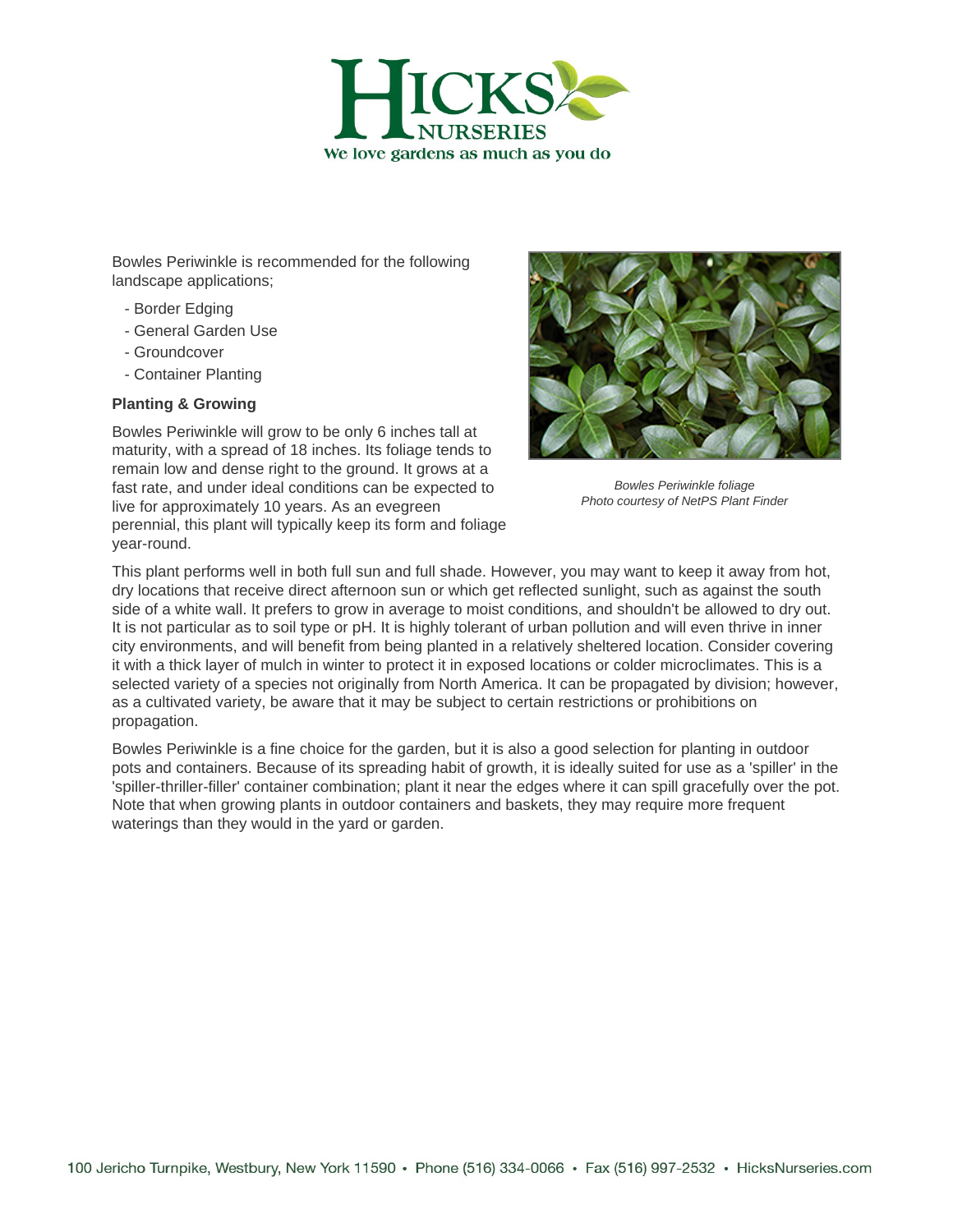Bowles Periwinkle is recommended for the following landscape applications;

- Border Edging
- General Garden Use
- Groundcover
- Container Planting

**Planting & Growing**

Bowles Periwinkle will grow to be only 6 inches tall at maturity, with a spread of 18 inches. Its foliage tends to remain low and dense right to the ground. It grows at a fast rate, and under ideal conditions can be expected to live for approximately 10 years. As an evegreen perennial, this plant will typically keep its form and foliage year-round.

*Bowles Periwinkle foliage*
*Photo courtesy of NetPS Plant Finder*

This plant performs well in both full sun and full shade. However, you may want to keep it away from hot, dry locations that receive direct afternoon sun or which get reflected sunlight, such as against the south side of a white wall. It prefers to grow in average to moist conditions, and shouldn't be allowed to dry out. It is not particular as to soil type or pH. It is highly tolerant of urban pollution and will even thrive in inner city environments, and will benefit from being planted in a relatively sheltered location. Consider covering it with a thick layer of mulch in winter to protect it in exposed locations or colder microclimates. This is a selected variety of a species not originally from North America. It can be propagated by division; however, as a cultivated variety, be aware that it may be subject to certain restrictions or prohibitions on propagation.

Bowles Periwinkle is a fine choice for the garden, but it is also a good selection for planting in outdoor pots and containers. Because of its spreading habit of growth, it is ideally suited for use as a 'spiller' in the 'spiller-thriller-filler' container combination; plant it near the edges where it can spill gracefully over the pot. Note that when growing plants in outdoor containers and baskets, they may require more frequent waterings than they would in the yard or garden.